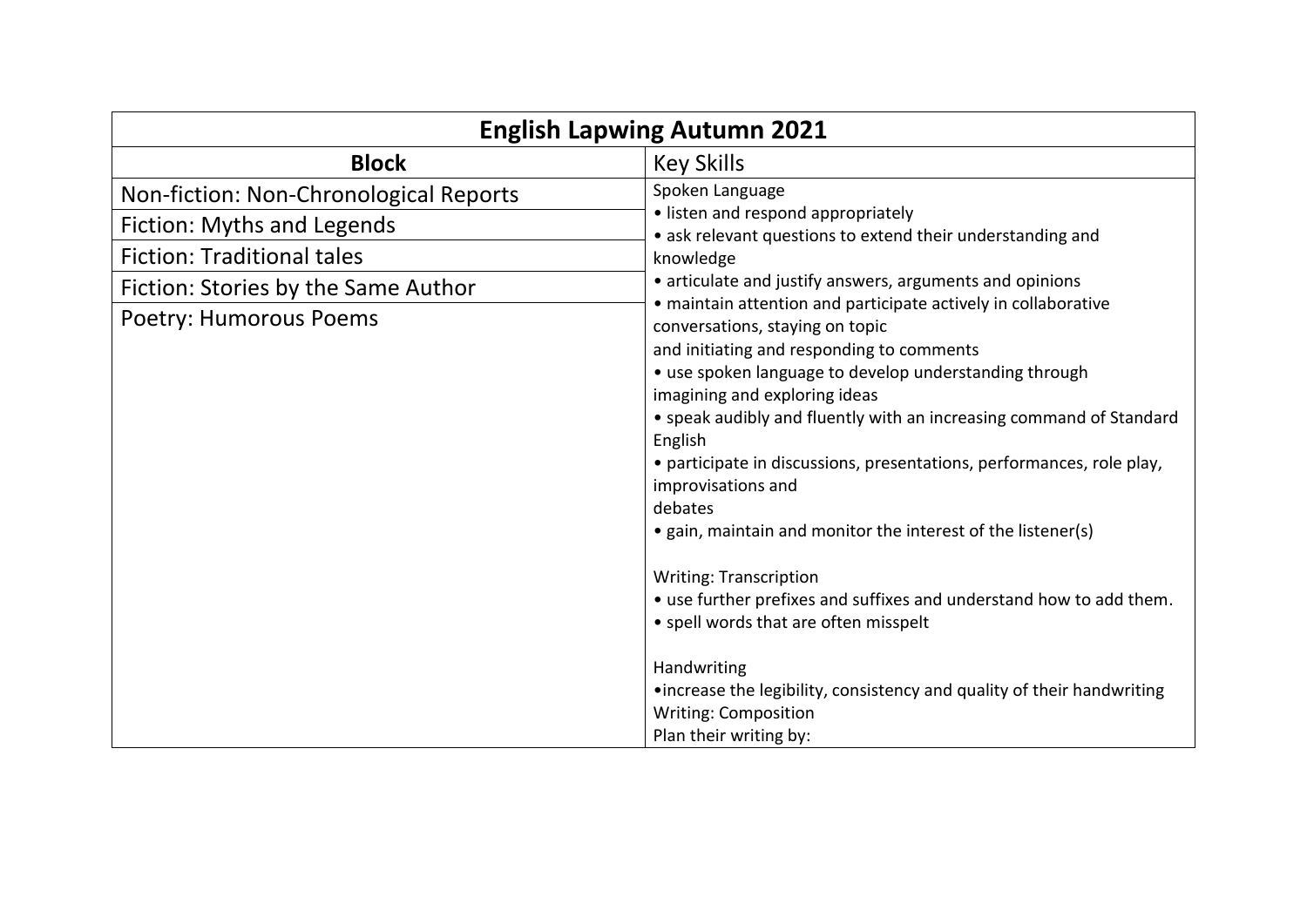| English Lapwing Autumn 2021 | |
|---|---|
| **Block** | Key Skills |
| Non-fiction: Non-Chronological Reports<br>Fiction: Myths and Legends<br>Fiction: Traditional tales<br>Fiction: Stories by the Same Author<br>Poetry: Humorous Poems | Spoken Language<br>• listen and respond appropriately<br>• ask relevant questions to extend their understanding and knowledge<br>• articulate and justify answers, arguments and opinions<br>• maintain attention and participate actively in collaborative conversations, staying on topic and initiating and responding to comments<br>• use spoken language to develop understanding through imagining and exploring ideas<br>• speak audibly and fluently with an increasing command of Standard English<br>• participate in discussions, presentations, performances, role play, improvisations and debates<br>• gain, maintain and monitor the interest of the listener(s)<br><br>Writing: Transcription<br>• use further prefixes and suffixes and understand how to add them.<br>• spell words that are often misspelt<br><br>Handwriting<br>•increase the legibility, consistency and quality of their handwriting<br>Writing: Composition<br>Plan their writing by: |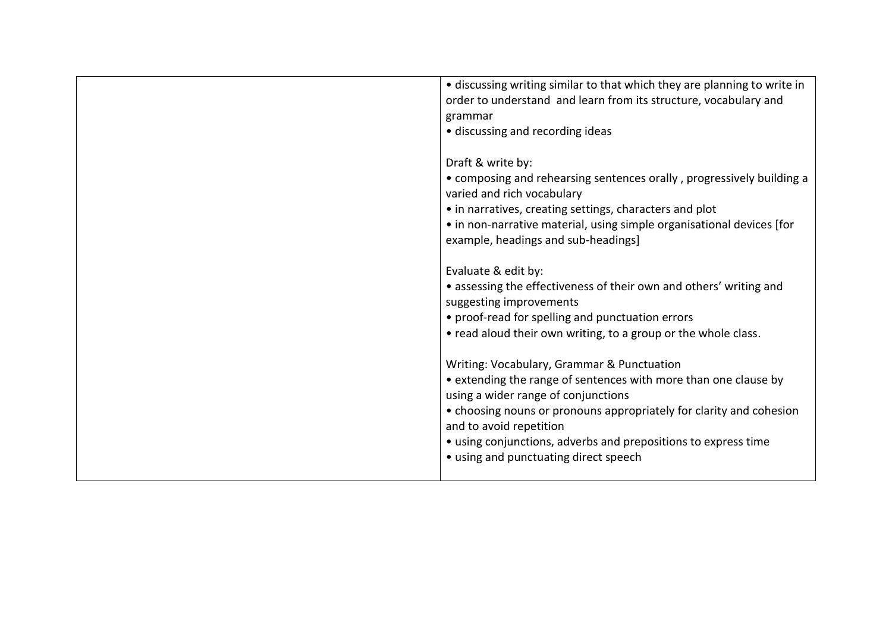| | |
|---|---|
| | • discussing writing similar to that which they are planning to write in order to understand and learn from its structure, vocabulary and grammar<br>• discussing and recording ideas<br><br>Draft & write by:<br>• composing and rehearsing sentences orally , progressively building a varied and rich vocabulary<br>• in narratives, creating settings, characters and plot<br>• in non-narrative material, using simple organisational devices [for example, headings and sub-headings]<br><br>Evaluate & edit by:<br>• assessing the effectiveness of their own and others' writing and suggesting improvements<br>• proof-read for spelling and punctuation errors<br>• read aloud their own writing, to a group or the whole class.<br><br>Writing: Vocabulary, Grammar & Punctuation<br>• extending the range of sentences with more than one clause by using a wider range of conjunctions<br>• choosing nouns or pronouns appropriately for clarity and cohesion and to avoid repetition<br>• using conjunctions, adverbs and prepositions to express time<br>• using and punctuating direct speech |